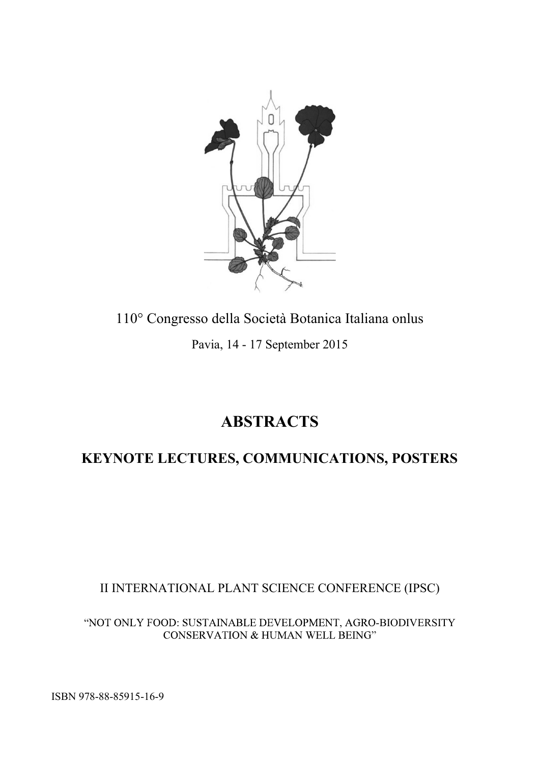110° Congresso della Società Botanica Italiana onlus

Pavia, 14 - 17 September 2015

# ABSTRACTS

## KEYNOTE LECTURES, COMMUNICATIONS, POSTERS

II INTERNATIONAL PLANT SCIENCE CONFERENCE (IPSC)

“NOT ONLY FOOD: SUSTAINABLE DEVELOPMENT, AGRO-BIODIVERSITY CONSERVATION & HUMAN WELL BEING”

ISBN 978-88-85915-16-9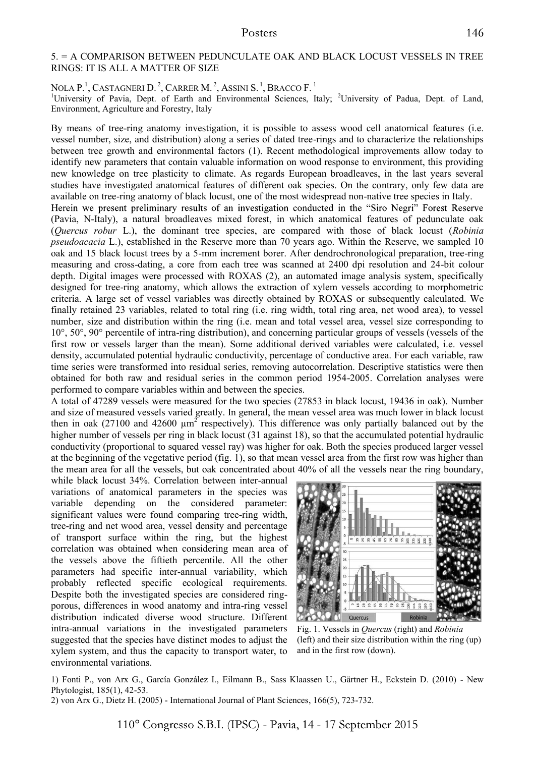## 5. = A COMPARISON BETWEEN PEDUNCULATE OAK AND BLACK LOCUST VESSELS IN TREE RINGS: IT IS ALL A MATTER OF SIZE

NOLA P.[1], CASTAGNERI D.[2], CARRER M.[2], ASSINI S.[1], BRACCO F.[1]

[1]University of Pavia, Dept. of Earth and Environmental Sciences, Italy; [2]University of Padua, Dept. of Land, Environment, Agriculture and Forestry, Italy

By means of tree-ring anatomy investigation, it is possible to assess wood cell anatomical features (i.e. vessel number, size, and distribution) along a series of dated tree-rings and to characterize the relationships between tree growth and environmental factors (1). Recent methodological improvements allow today to identify new parameters that contain valuable information on wood response to environment, this providing new knowledge on tree plasticity to climate. As regards European broadleaves, in the last years several studies have investigated anatomical features of different oak species. On the contrary, only few data are available on tree-ring anatomy of black locust, one of the most widespread non-native tree species in Italy.

Herein we present preliminary results of an investigation conducted in the "Siro Negri" Forest Reserve (Pavia, N-Italy), a natural broadleaves mixed forest, in which anatomical features of pedunculate oak (*Quercus robur* L.), the dominant tree species, are compared with those of black locust (*Robinia pseudoacacia* L.), established in the Reserve more than 70 years ago. Within the Reserve, we sampled 10 oak and 15 black locust trees by a 5-mm increment borer. After dendrochronological preparation, tree-ring measuring and cross-dating, a core from each tree was scanned at 2400 dpi resolution and 24-bit colour depth. Digital images were processed with ROXAS (2), an automated image analysis system, specifically designed for tree-ring anatomy, which allows the extraction of xylem vessels according to morphometric criteria. A large set of vessel variables was directly obtained by ROXAS or subsequently calculated. We finally retained 23 variables, related to total ring (i.e. ring width, total ring area, net wood area), to vessel number, size and distribution within the ring (i.e. mean and total vessel area, vessel size corresponding to 10°, 50°, 90° percentile of intra-ring distribution), and concerning particular groups of vessels (vessels of the first row or vessels larger than the mean). Some additional derived variables were calculated, i.e. vessel density, accumulated potential hydraulic conductivity, percentage of conductive area. For each variable, raw time series were transformed into residual series, removing autocorrelation. Descriptive statistics were then obtained for both raw and residual series in the common period 1954-2005. Correlation analyses were performed to compare variables within and between the species.

A total of 47289 vessels were measured for the two species (27853 in black locust, 19436 in oak). Number and size of measured vessels varied greatly. In general, the mean vessel area was much lower in black locust then in oak (27100 and 42600 μm$^2$ respectively). This difference was only partially balanced out by the higher number of vessels per ring in black locust (31 against 18), so that the accumulated potential hydraulic conductivity (proportional to squared vessel ray) was higher for oak. Both the species produced larger vessel at the beginning of the vegetative period (fig. 1), so that mean vessel area from the first row was higher than the mean area for all the vessels, but oak concentrated about 40% of all the vessels near the ring boundary, while black locust 34%. Correlation between inter-annual variations of anatomical parameters in the species was variable depending on the considered parameter: significant values were found comparing tree-ring width, tree-ring and net wood area, vessel density and percentage of transport surface within the ring, but the highest correlation was obtained when considering mean area of the vessels above the fiftieth percentile. All the other parameters had specific inter-annual variability, which probably reflected specific ecological requirements. Despite both the investigated species are considered ring-porous, differences in wood anatomy and intra-ring vessel distribution indicated diverse wood structure. Different intra-annual variations in the investigated parameters suggested that the species have distinct modes to adjust the xylem system, and thus the capacity to transport water, to environmental variations.

Quercus
Robinia

Fig. 1. Vessels in *Quercus* (right) and *Robinia* (left) and their size distribution within the ring (up) and in the first row (down).

1) Fonti P., von Arx G., García González I., Eilmann B., Sass Klaassen U., Gärtner H., Eckstein D. (2010) - New Phytologist, 185(1), 42-53.

2) von Arx G., Dietz H. (2005) - International Journal of Plant Sciences, 166(5), 723-732.